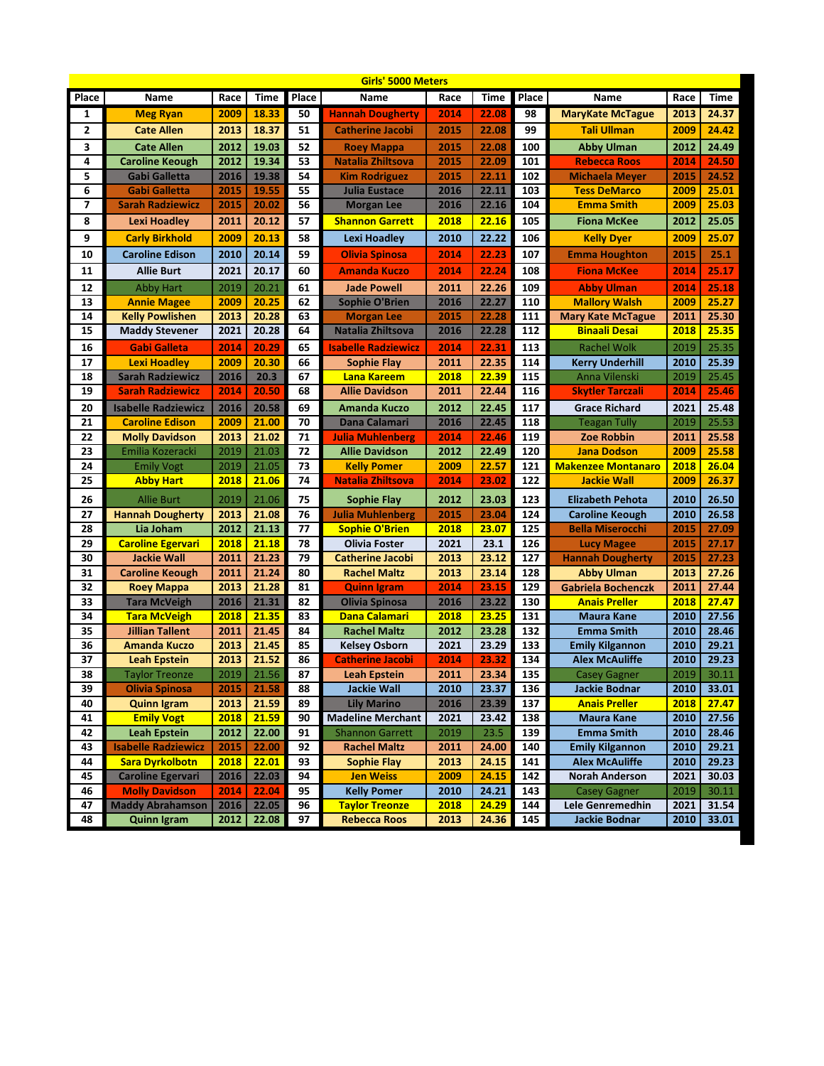## Girls' 5000 Meters

| Place | Name | Race | Time | Place | Name | Race | Time | Place | Name | Race | Time |
|---|---|---|---|---|---|---|---|---|---|---|---|
| 1 | Meg Ryan | 2009 | 18.33 | 50 | Hannah Dougherty | 2014 | 22.08 | 98 | MaryKate McTague | 2013 | 24.37 |
| 2 | Cate Allen | 2013 | 18.37 | 51 | Catherine Jacobi | 2015 | 22.08 | 99 | Tali Ullman | 2009 | 24.42 |
| 3 | Cate Allen | 2012 | 19.03 | 52 | Roey Mappa | 2015 | 22.08 | 100 | Abby Ulman | 2012 | 24.49 |
| 4 | Caroline Keough | 2012 | 19.34 | 53 | Natalia Zhiltsova | 2015 | 22.09 | 101 | Rebecca Roos | 2014 | 24.50 |
| 5 | Gabi Galletta | 2016 | 19.38 | 54 | Kim Rodriguez | 2015 | 22.11 | 102 | Michaela Meyer | 2015 | 24.52 |
| 6 | Gabi Galletta | 2015 | 19.55 | 55 | Julia Eustace | 2016 | 22.11 | 103 | Tess DeMarco | 2009 | 25.01 |
| 7 | Sarah Radziewicz | 2015 | 20.02 | 56 | Morgan Lee | 2016 | 22.16 | 104 | Emma Smith | 2009 | 25.03 |
| 8 | Lexi Hoadley | 2011 | 20.12 | 57 | Shannon Garrett | 2018 | 22.16 | 105 | Fiona McKee | 2012 | 25.05 |
| 9 | Carly Birkhold | 2009 | 20.13 | 58 | Lexi Hoadley | 2010 | 22.22 | 106 | Kelly Dyer | 2009 | 25.07 |
| 10 | Caroline Edison | 2010 | 20.14 | 59 | Olivia Spinosa | 2014 | 22.23 | 107 | Emma Houghton | 2015 | 25.1 |
| 11 | Allie Burt | 2021 | 20.17 | 60 | Amanda Kuczo | 2014 | 22.24 | 108 | Fiona McKee | 2014 | 25.17 |
| 12 | Abby Hart | 2019 | 20.21 | 61 | Jade Powell | 2011 | 22.26 | 109 | Abby Ulman | 2014 | 25.18 |
| 13 | Annie Magee | 2009 | 20.25 | 62 | Sophie O'Brien | 2016 | 22.27 | 110 | Mallory Walsh | 2009 | 25.27 |
| 14 | Kelly Powlishen | 2013 | 20.28 | 63 | Morgan Lee | 2015 | 22.28 | 111 | Mary Kate McTague | 2011 | 25.30 |
| 15 | Maddy Stevener | 2021 | 20.28 | 64 | Natalia Zhiltsova | 2016 | 22.28 | 112 | Binaali Desai | 2018 | 25.35 |
| 16 | Gabi Galleta | 2014 | 20.29 | 65 | Isabelle Radziewicz | 2014 | 22.31 | 113 | Rachel Wolk | 2019 | 25.35 |
| 17 | Lexi Hoadley | 2009 | 20.30 | 66 | Sophie Flay | 2011 | 22.35 | 114 | Kerry Underhill | 2010 | 25.39 |
| 18 | Sarah Radziewicz | 2016 | 20.3 | 67 | Lana Kareem | 2018 | 22.39 | 115 | Anna Vilenski | 2019 | 25.45 |
| 19 | Sarah Radziewicz | 2014 | 20.50 | 68 | Allie Davidson | 2011 | 22.44 | 116 | Skytler Tarczali | 2014 | 25.46 |
| 20 | Isabelle Radziewicz | 2016 | 20.58 | 69 | Amanda Kuczo | 2012 | 22.45 | 117 | Grace Richard | 2021 | 25.48 |
| 21 | Caroline Edison | 2009 | 21.00 | 70 | Dana Calamari | 2016 | 22.45 | 118 | Teagan Tully | 2019 | 25.53 |
| 22 | Molly Davidson | 2013 | 21.02 | 71 | Julia Muhlenberg | 2014 | 22.46 | 119 | Zoe Robbin | 2011 | 25.58 |
| 23 | Emilia Kozeracki | 2019 | 21.03 | 72 | Allie Davidson | 2012 | 22.49 | 120 | Jana Dodson | 2009 | 25.58 |
| 24 | Emily Vogt | 2019 | 21.05 | 73 | Kelly Pomer | 2009 | 22.57 | 121 | Makenzee Montanaro | 2018 | 26.04 |
| 25 | Abby Hart | 2018 | 21.06 | 74 | Natalia Zhiltsova | 2014 | 23.02 | 122 | Jackie Wall | 2009 | 26.37 |
| 26 | Allie Burt | 2019 | 21.06 | 75 | Sophie Flay | 2012 | 23.03 | 123 | Elizabeth Pehota | 2010 | 26.50 |
| 27 | Hannah Dougherty | 2013 | 21.08 | 76 | Julia Muhlenberg | 2015 | 23.04 | 124 | Caroline Keough | 2010 | 26.58 |
| 28 | Lia Joham | 2012 | 21.13 | 77 | Sophie O'Brien | 2018 | 23.07 | 125 | Bella Miserocchi | 2015 | 27.09 |
| 29 | Caroline Egervari | 2018 | 21.18 | 78 | Olivia Foster | 2021 | 23.1 | 126 | Lucy Magee | 2015 | 27.17 |
| 30 | Jackie Wall | 2011 | 21.23 | 79 | Catherine Jacobi | 2013 | 23.12 | 127 | Hannah Dougherty | 2015 | 27.23 |
| 31 | Caroline Keough | 2011 | 21.24 | 80 | Rachel Maltz | 2013 | 23.14 | 128 | Abby Ulman | 2013 | 27.26 |
| 32 | Roey Mappa | 2013 | 21.28 | 81 | Quinn Igram | 2014 | 23.15 | 129 | Gabriela Bochenczk | 2011 | 27.44 |
| 33 | Tara McVeigh | 2016 | 21.31 | 82 | Olivia Spinosa | 2016 | 23.22 | 130 | Anais Preller | 2018 | 27.47 |
| 34 | Tara McVeigh | 2018 | 21.35 | 83 | Dana Calamari | 2018 | 23.25 | 131 | Maura Kane | 2010 | 27.56 |
| 35 | Jillian Tallent | 2011 | 21.45 | 84 | Rachel Maltz | 2012 | 23.28 | 132 | Emma Smith | 2010 | 28.46 |
| 36 | Amanda Kuczo | 2013 | 21.45 | 85 | Kelsey Osborn | 2021 | 23.29 | 133 | Emily Kilgannon | 2010 | 29.21 |
| 37 | Leah Epstein | 2013 | 21.52 | 86 | Catherine Jacobi | 2014 | 23.32 | 134 | Alex McAuliffe | 2010 | 29.23 |
| 38 | Taylor Treonze | 2019 | 21.56 | 87 | Leah Epstein | 2011 | 23.34 | 135 | Casey Gagner | 2019 | 30.11 |
| 39 | Olivia Spinosa | 2015 | 21.58 | 88 | Jackie Wall | 2010 | 23.37 | 136 | Jackie Bodnar | 2010 | 33.01 |
| 40 | Quinn Igram | 2013 | 21.59 | 89 | Lily Marino | 2016 | 23.39 | 137 | Anais Preller | 2018 | 27.47 |
| 41 | Emily Vogt | 2018 | 21.59 | 90 | Madeline Merchant | 2021 | 23.42 | 138 | Maura Kane | 2010 | 27.56 |
| 42 | Leah Epstein | 2012 | 22.00 | 91 | Shannon Garrett | 2019 | 23.5 | 139 | Emma Smith | 2010 | 28.46 |
| 43 | Isabelle Radziewicz | 2015 | 22.00 | 92 | Rachel Maltz | 2011 | 24.00 | 140 | Emily Kilgannon | 2010 | 29.21 |
| 44 | Sara Dyrkolbotn | 2018 | 22.01 | 93 | Sophie Flay | 2013 | 24.15 | 141 | Alex McAuliffe | 2010 | 29.23 |
| 45 | Caroline Egervari | 2016 | 22.03 | 94 | Jen Weiss | 2009 | 24.15 | 142 | Norah Anderson | 2021 | 30.03 |
| 46 | Molly Davidson | 2014 | 22.04 | 95 | Kelly Pomer | 2010 | 24.21 | 143 | Casey Gagner | 2019 | 30.11 |
| 47 | Maddy Abrahamson | 2016 | 22.05 | 96 | Taylor Treonze | 2018 | 24.29 | 144 | Lele Genremedhin | 2021 | 31.54 |
| 48 | Quinn Igram | 2012 | 22.08 | 97 | Rebecca Roos | 2013 | 24.36 | 145 | Jackie Bodnar | 2010 | 33.01 |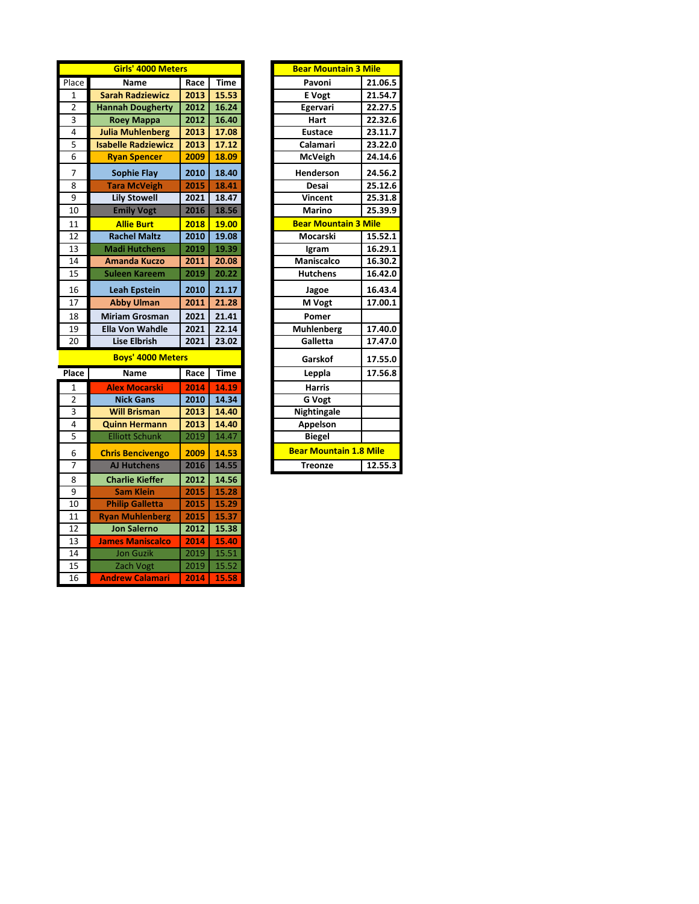## Girls' 4000 Meters

| Place | Name | Race | Time |
|---|---|---|---|
| 1 | Sarah Radziewicz | 2013 | 15.53 |
| 2 | Hannah Dougherty | 2012 | 16.24 |
| 3 | Roey Mappa | 2012 | 16.40 |
| 4 | Julia Muhlenberg | 2013 | 17.08 |
| 5 | Isabelle Radziewicz | 2013 | 17.12 |
| 6 | Ryan Spencer | 2009 | 18.09 |
| 7 | Sophie Flay | 2010 | 18.40 |
| 8 | Tara McVeigh | 2015 | 18.41 |
| 9 | Lily Stowell | 2021 | 18.47 |
| 10 | Emily Vogt | 2016 | 18.56 |
| 11 | Allie Burt | 2018 | 19.00 |
| 12 | Rachel Maltz | 2010 | 19.08 |
| 13 | Madi Hutchens | 2019 | 19.39 |
| 14 | Amanda Kuczo | 2011 | 20.08 |
| 15 | Suleen Kareem | 2019 | 20.22 |
| 16 | Leah Epstein | 2010 | 21.17 |
| 17 | Abby Ulman | 2011 | 21.28 |
| 18 | Miriam Grosman | 2021 | 21.41 |
| 19 | Ella Von Wahdle | 2021 | 22.14 |
| 20 | Lise Elbrish | 2021 | 23.02 |

## Boys' 4000 Meters

| Place | Name | Race | Time |
|---|---|---|---|
| 1 | Alex Mocarski | 2014 | 14.19 |
| 2 | Nick Gans | 2010 | 14.34 |
| 3 | Will Brisman | 2013 | 14.40 |
| 4 | Quinn Hermann | 2013 | 14.40 |
| 5 | Elliott Schunk | 2019 | 14.47 |
| 6 | Chris Bencivengo | 2009 | 14.53 |
| 7 | AJ Hutchens | 2016 | 14.55 |
| 8 | Charlie Kieffer | 2012 | 14.56 |
| 9 | Sam Klein | 2015 | 15.28 |
| 10 | Philip Galletta | 2015 | 15.29 |
| 11 | Ryan Muhlenberg | 2015 | 15.37 |
| 12 | Jon Salerno | 2012 | 15.38 |
| 13 | James Maniscalco | 2014 | 15.40 |
| 14 | Jon Guzik | 2019 | 15.51 |
| 15 | Zach Vogt | 2019 | 15.52 |
| 16 | Andrew Calamari | 2014 | 15.58 |

## Bear Mountain 3 Mile

| Name | Time |
|---|---|
| Pavoni | 21.06.5 |
| E Vogt | 21.54.7 |
| Egervari | 22.27.5 |
| Hart | 22.32.6 |
| Eustace | 23.11.7 |
| Calamari | 23.22.0 |
| McVeigh | 24.14.6 |
| Henderson | 24.56.2 |
| Desai | 25.12.6 |
| Vincent | 25.31.8 |
| Marino | 25.39.9 |

## Bear Mountain 3 Mile

| Name | Time |
|---|---|
| Mocarski | 15.52.1 |
| Igram | 16.29.1 |
| Maniscalco | 16.30.2 |
| Hutchens | 16.42.0 |
| Jagoe | 16.43.4 |
| M Vogt | 17.00.1 |
| Pomer | |
| Muhlenberg | 17.40.0 |
| Galletta | 17.47.0 |
| Garskof | 17.55.0 |
| Leppla | 17.56.8 |
| Harris | |
| G Vogt | |
| Nightingale | |
| Appelson | |
| Biegel | |

## Bear Mountain 1.8 Mile

| Name | Time |
|---|---|
| Treonze | 12.55.3 |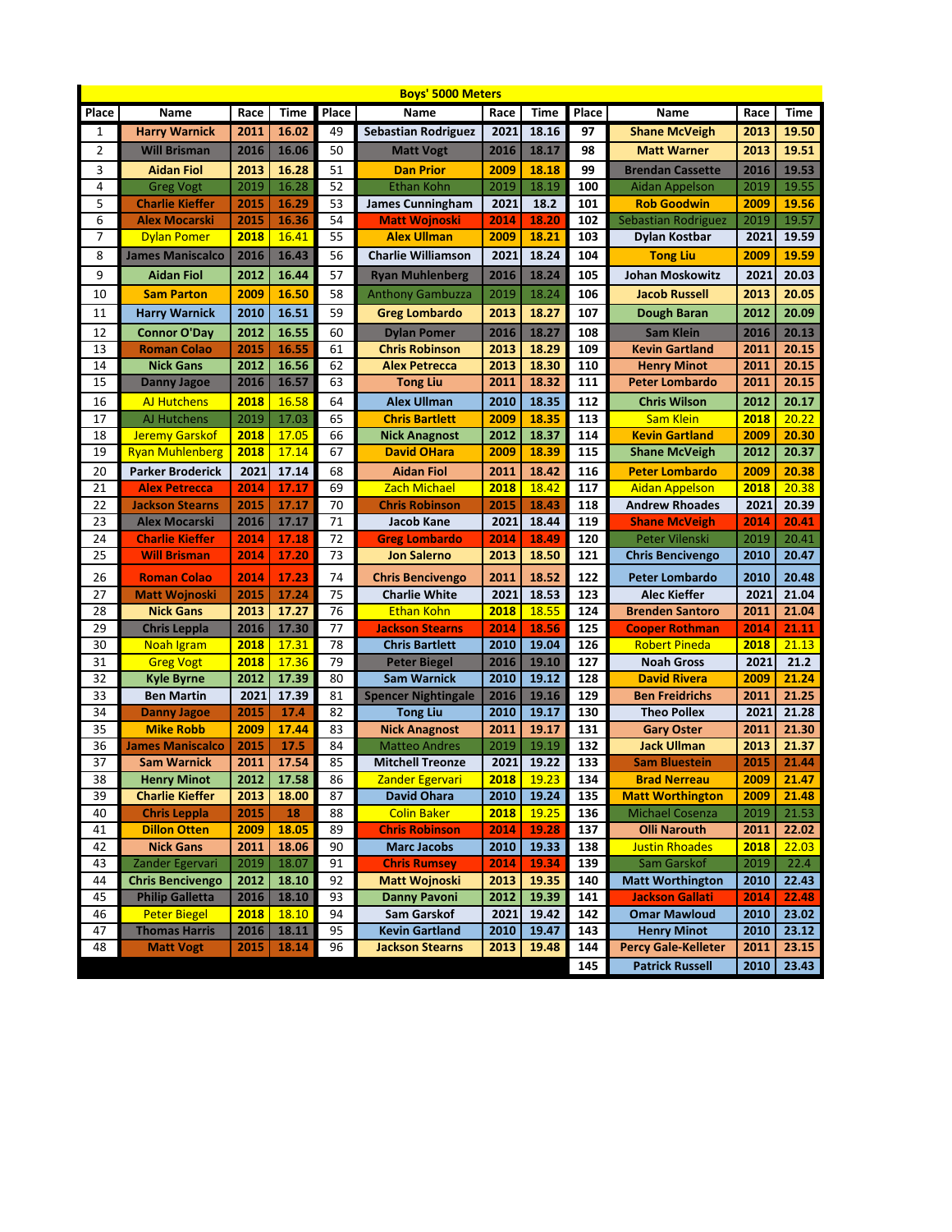## Boys' 5000 Meters

| Place | Name | Race | Time | Place | Name | Race | Time | Place | Name | Race | Time |
|---|---|---|---|---|---|---|---|---|---|---|---|
| 1 | Harry Warnick | 2011 | 16.02 | 49 | Sebastian Rodriguez | 2021 | 18.16 | 97 | Shane McVeigh | 2013 | 19.50 |
| 2 | Will Brisman | 2016 | 16.06 | 50 | Matt Vogt | 2016 | 18.17 | 98 | Matt Warner | 2013 | 19.51 |
| 3 | Aidan Fiol | 2013 | 16.28 | 51 | Dan Prior | 2009 | 18.18 | 99 | Brendan Cassette | 2016 | 19.53 |
| 4 | Greg Vogt | 2019 | 16.28 | 52 | Ethan Kohn | 2019 | 18.19 | 100 | Aidan Appelson | 2019 | 19.55 |
| 5 | Charlie Kieffer | 2015 | 16.29 | 53 | James Cunningham | 2021 | 18.2 | 101 | Rob Goodwin | 2009 | 19.56 |
| 6 | Alex Mocarski | 2015 | 16.36 | 54 | Matt Wojnoski | 2014 | 18.20 | 102 | Sebastian Rodriguez | 2019 | 19.57 |
| 7 | Dylan Pomer | 2018 | 16.41 | 55 | Alex Ullman | 2009 | 18.21 | 103 | Dylan Kostbar | 2021 | 19.59 |
| 8 | James Maniscalco | 2016 | 16.43 | 56 | Charlie Williamson | 2021 | 18.24 | 104 | Tong Liu | 2009 | 19.59 |
| 9 | Aidan Fiol | 2012 | 16.44 | 57 | Ryan Muhlenberg | 2016 | 18.24 | 105 | Johan Moskowitz | 2021 | 20.03 |
| 10 | Sam Parton | 2009 | 16.50 | 58 | Anthony Gambuzza | 2019 | 18.24 | 106 | Jacob Russell | 2013 | 20.05 |
| 11 | Harry Warnick | 2010 | 16.51 | 59 | Greg Lombardo | 2013 | 18.27 | 107 | Dough Baran | 2012 | 20.09 |
| 12 | Connor O'Day | 2012 | 16.55 | 60 | Dylan Pomer | 2016 | 18.27 | 108 | Sam Klein | 2016 | 20.13 |
| 13 | Roman Colao | 2015 | 16.55 | 61 | Chris Robinson | 2013 | 18.29 | 109 | Kevin Gartland | 2011 | 20.15 |
| 14 | Nick Gans | 2012 | 16.56 | 62 | Alex Petrecca | 2013 | 18.30 | 110 | Henry Minot | 2011 | 20.15 |
| 15 | Danny Jagoe | 2016 | 16.57 | 63 | Tong Liu | 2011 | 18.32 | 111 | Peter Lombardo | 2011 | 20.15 |
| 16 | AJ Hutchens | 2018 | 16.58 | 64 | Alex Ullman | 2010 | 18.35 | 112 | Chris Wilson | 2012 | 20.17 |
| 17 | AJ Hutchens | 2019 | 17.03 | 65 | Chris Bartlett | 2009 | 18.35 | 113 | Sam Klein | 2018 | 20.22 |
| 18 | Jeremy Garskof | 2018 | 17.05 | 66 | Nick Anagnost | 2012 | 18.37 | 114 | Kevin Gartland | 2009 | 20.30 |
| 19 | Ryan Muhlenberg | 2018 | 17.14 | 67 | David OHara | 2009 | 18.39 | 115 | Shane McVeigh | 2012 | 20.37 |
| 20 | Parker Broderick | 2021 | 17.14 | 68 | Aidan Fiol | 2011 | 18.42 | 116 | Peter Lombardo | 2009 | 20.38 |
| 21 | Alex Petrecca | 2014 | 17.17 | 69 | Zach Michael | 2018 | 18.42 | 117 | Aidan Appelson | 2018 | 20.38 |
| 22 | Jackson Stearns | 2015 | 17.17 | 70 | Chris Robinson | 2015 | 18.43 | 118 | Andrew Rhoades | 2021 | 20.39 |
| 23 | Alex Mocarski | 2016 | 17.17 | 71 | Jacob Kane | 2021 | 18.44 | 119 | Shane McVeigh | 2014 | 20.41 |
| 24 | Charlie Kieffer | 2014 | 17.18 | 72 | Greg Lombardo | 2014 | 18.49 | 120 | Peter Vilenski | 2019 | 20.41 |
| 25 | Will Brisman | 2014 | 17.20 | 73 | Jon Salerno | 2013 | 18.50 | 121 | Chris Bencivengo | 2010 | 20.47 |
| 26 | Roman Colao | 2014 | 17.23 | 74 | Chris Bencivengo | 2011 | 18.52 | 122 | Peter Lombardo | 2010 | 20.48 |
| 27 | Matt Wojnoski | 2015 | 17.24 | 75 | Charlie White | 2021 | 18.53 | 123 | Alec Kieffer | 2021 | 21.04 |
| 28 | Nick Gans | 2013 | 17.27 | 76 | Ethan Kohn | 2018 | 18.55 | 124 | Brenden Santoro | 2011 | 21.04 |
| 29 | Chris Leppla | 2016 | 17.30 | 77 | Jackson Stearns | 2014 | 18.56 | 125 | Cooper Rothman | 2014 | 21.11 |
| 30 | Noah Igram | 2018 | 17.31 | 78 | Chris Bartlett | 2010 | 19.04 | 126 | Robert Pineda | 2018 | 21.13 |
| 31 | Greg Vogt | 2018 | 17.36 | 79 | Peter Biegel | 2016 | 19.10 | 127 | Noah Gross | 2021 | 21.2 |
| 32 | Kyle Byrne | 2012 | 17.39 | 80 | Sam Warnick | 2010 | 19.12 | 128 | David Rivera | 2009 | 21.24 |
| 33 | Ben Martin | 2021 | 17.39 | 81 | Spencer Nightingale | 2016 | 19.16 | 129 | Ben Freidrichs | 2011 | 21.25 |
| 34 | Danny Jagoe | 2015 | 17.4 | 82 | Tong Liu | 2010 | 19.17 | 130 | Theo Pollex | 2021 | 21.28 |
| 35 | Mike Robb | 2009 | 17.44 | 83 | Nick Anagnost | 2011 | 19.17 | 131 | Gary Oster | 2011 | 21.30 |
| 36 | James Maniscalco | 2015 | 17.5 | 84 | Matteo Andres | 2019 | 19.19 | 132 | Jack Ullman | 2013 | 21.37 |
| 37 | Sam Warnick | 2011 | 17.54 | 85 | Mitchell Treonze | 2021 | 19.22 | 133 | Sam Bluestein | 2015 | 21.44 |
| 38 | Henry Minot | 2012 | 17.58 | 86 | Zander Egervari | 2018 | 19.23 | 134 | Brad Nerreau | 2009 | 21.47 |
| 39 | Charlie Kieffer | 2013 | 18.00 | 87 | David Ohara | 2010 | 19.24 | 135 | Matt Worthington | 2009 | 21.48 |
| 40 | Chris Leppla | 2015 | 18 | 88 | Colin Baker | 2018 | 19.25 | 136 | Michael Cosenza | 2019 | 21.53 |
| 41 | Dillon Otten | 2009 | 18.05 | 89 | Chris Robinson | 2014 | 19.28 | 137 | Olli Narouth | 2011 | 22.02 |
| 42 | Nick Gans | 2011 | 18.06 | 90 | Marc Jacobs | 2010 | 19.33 | 138 | Justin Rhoades | 2018 | 22.03 |
| 43 | Zander Egervari | 2019 | 18.07 | 91 | Chris Rumsey | 2014 | 19.34 | 139 | Sam Garskof | 2019 | 22.4 |
| 44 | Chris Bencivengo | 2012 | 18.10 | 92 | Matt Wojnoski | 2013 | 19.35 | 140 | Matt Worthington | 2010 | 22.43 |
| 45 | Philip Galletta | 2016 | 18.10 | 93 | Danny Pavoni | 2012 | 19.39 | 141 | Jackson Gallati | 2014 | 22.48 |
| 46 | Peter Biegel | 2018 | 18.10 | 94 | Sam Garskof | 2021 | 19.42 | 142 | Omar Mawloud | 2010 | 23.02 |
| 47 | Thomas Harris | 2016 | 18.11 | 95 | Kevin Gartland | 2010 | 19.47 | 143 | Henry Minot | 2010 | 23.12 |
| 48 | Matt Vogt | 2015 | 18.14 | 96 | Jackson Stearns | 2013 | 19.48 | 144 | Percy Gale-Kelleter | 2011 | 23.15 |
| | | | | | | | | 145 | Patrick Russell | 2010 | 23.43 |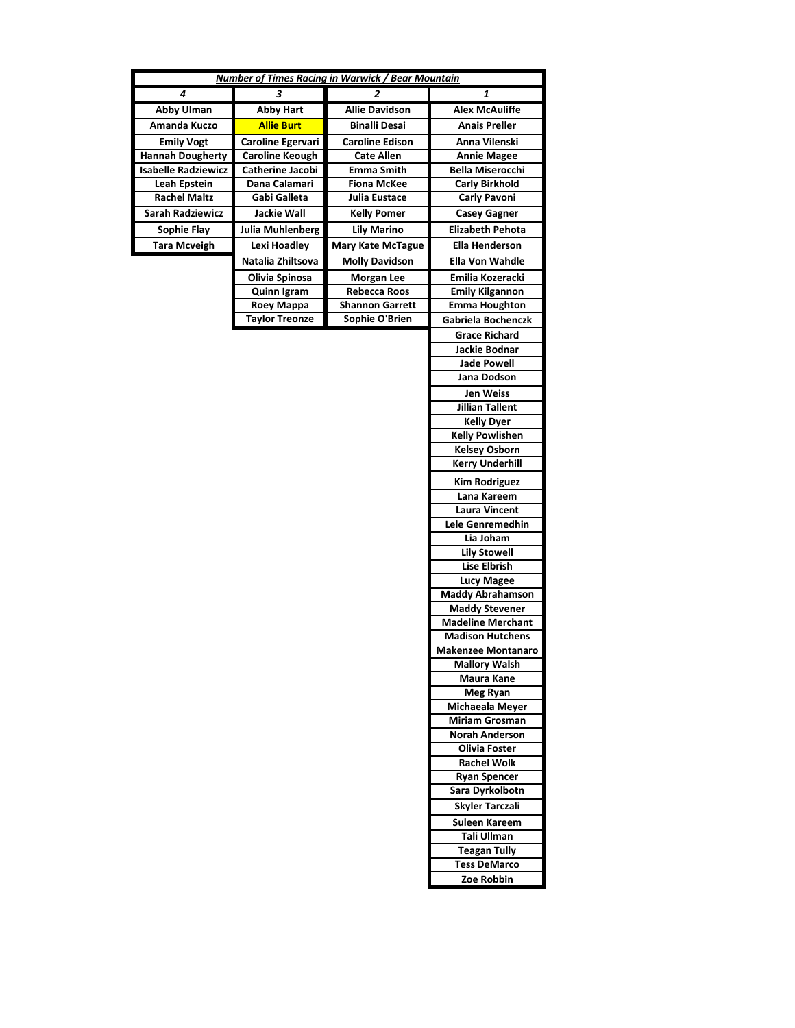| *Number of Times Racing in Warwick / Bear Mountain* | | | |
|---|---|---|---|
| **4** | **3** | **2** | **1** |
| Abby Ulman | Abby Hart | Allie Davidson | Alex McAuliffe |
| Amanda Kuczo | Allie Burt | Binalli Desai | Anais Preller |
| Emily Vogt | Caroline Egervari | Caroline Edison | Anna Vilenski |
| Hannah Dougherty | Caroline Keough | Cate Allen | Annie Magee |
| Isabelle Radziewicz | Catherine Jacobi | Emma Smith | Bella Miserocchi |
| Leah Epstein | Dana Calamari | Fiona McKee | Carly Birkhold |
| Rachel Maltz | Gabi Galleta | Julia Eustace | Carly Pavoni |
| Sarah Radziewicz | Jackie Wall | Kelly Pomer | Casey Gagner |
| Sophie Flay | Julia Muhlenberg | Lily Marino | Elizabeth Pehota |
| Tara Mcveigh | Lexi Hoadley | Mary Kate McTague | Ella Henderson |
| | Natalia Zhiltsova | Molly Davidson | Ella Von Wahdle |
| | Olivia Spinosa | Morgan Lee | Emilia Kozeracki |
| | Quinn Igram | Rebecca Roos | Emily Kilgannon |
| | Roey Mappa | Shannon Garrett | Emma Houghton |
| | Taylor Treonze | Sophie O'Brien | Gabriela Bochenczk |
| | | | Grace Richard |
| | | | Jackie Bodnar |
| | | | Jade Powell |
| | | | Jana Dodson |
| | | | Jen Weiss |
| | | | Jillian Tallent |
| | | | Kelly Dyer |
| | | | Kelly Powlishen |
| | | | Kelsey Osborn |
| | | | Kerry Underhill |
| | | | Kim Rodriguez |
| | | | Lana Kareem |
| | | | Laura Vincent |
| | | | Lele Genremedhin |
| | | | Lia Joham |
| | | | Lily Stowell |
| | | | Lise Elbrish |
| | | | Lucy Magee |
| | | | Maddy Abrahamson |
| | | | Maddy Stevener |
| | | | Madeline Merchant |
| | | | Madison Hutchens |
| | | | Makenzee Montanaro |
| | | | Mallory Walsh |
| | | | Maura Kane |
| | | | Meg Ryan |
| | | | Michaeala Meyer |
| | | | Miriam Grosman |
| | | | Norah Anderson |
| | | | Olivia Foster |
| | | | Rachel Wolk |
| | | | Ryan Spencer |
| | | | Sara Dyrkolbotn |
| | | | Skyler Tarczali |
| | | | Suleen Kareem |
| | | | Tali Ullman |
| | | | Teagan Tully |
| | | | Tess DeMarco |
| | | | Zoe Robbin |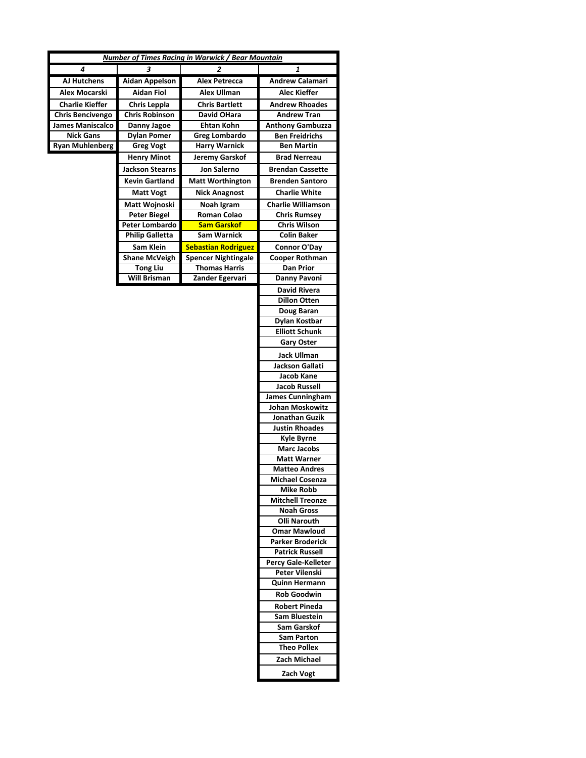| *Number of Times Racing in Warwick / Bear Mountain* | | | |
|---|---|---|---|
| **4** | **3** | **2** | **1** |
| AJ Hutchens | Aidan Appelson | Alex Petrecca | Andrew Calamari |
| Alex Mocarski | Aidan Fiol | Alex Ullman | Alec Kieffer |
| Charlie Kieffer | Chris Leppla | Chris Bartlett | Andrew Rhoades |
| Chris Bencivengo | Chris Robinson | David OHara | Andrew Tran |
| James Maniscalco | Danny Jagoe | Ehtan Kohn | Anthony Gambuzza |
| Nick Gans | Dylan Pomer | Greg Lombardo | Ben Freidrichs |
| Ryan Muhlenberg | Greg Vogt | Harry Warnick | Ben Martin |
| | Henry Minot | Jeremy Garskof | Brad Nerreau |
| | Jackson Stearns | Jon Salerno | Brendan Cassette |
| | Kevin Gartland | Matt Worthington | Brenden Santoro |
| | Matt Vogt | Nick Anagnost | Charlie White |
| | Matt Wojnoski | Noah Igram | Charlie Williamson |
| | Peter Biegel | Roman Colao | Chris Rumsey |
| | Peter Lombardo | Sam Garskof | Chris Wilson |
| | Philip Galletta | Sam Warnick | Colin Baker |
| | Sam Klein | Sebastian Rodriguez | Connor O'Day |
| | Shane McVeigh | Spencer Nightingale | Cooper Rothman |
| | Tong Liu | Thomas Harris | Dan Prior |
| | Will Brisman | Zander Egervari | Danny Pavoni |
| | | | David Rivera |
| | | | Dillon Otten |
| | | | Doug Baran |
| | | | Dylan Kostbar |
| | | | Elliott Schunk |
| | | | Gary Oster |
| | | | Jack Ullman |
| | | | Jackson Gallati |
| | | | Jacob Kane |
| | | | Jacob Russell |
| | | | James Cunningham |
| | | | Johan Moskowitz |
| | | | Jonathan Guzik |
| | | | Justin Rhoades |
| | | | Kyle Byrne |
| | | | Marc Jacobs |
| | | | Matt Warner |
| | | | Matteo Andres |
| | | | Michael Cosenza |
| | | | Mike Robb |
| | | | Mitchell Treonze |
| | | | Noah Gross |
| | | | Olli Narouth |
| | | | Omar Mawloud |
| | | | Parker Broderick |
| | | | Patrick Russell |
| | | | Percy Gale-Kelleter |
| | | | Peter Vilenski |
| | | | Quinn Hermann |
| | | | Rob Goodwin |
| | | | Robert Pineda |
| | | | Sam Bluestein |
| | | | Sam Garskof |
| | | | Sam Parton |
| | | | Theo Pollex |
| | | | Zach Michael |
| | | | Zach Vogt |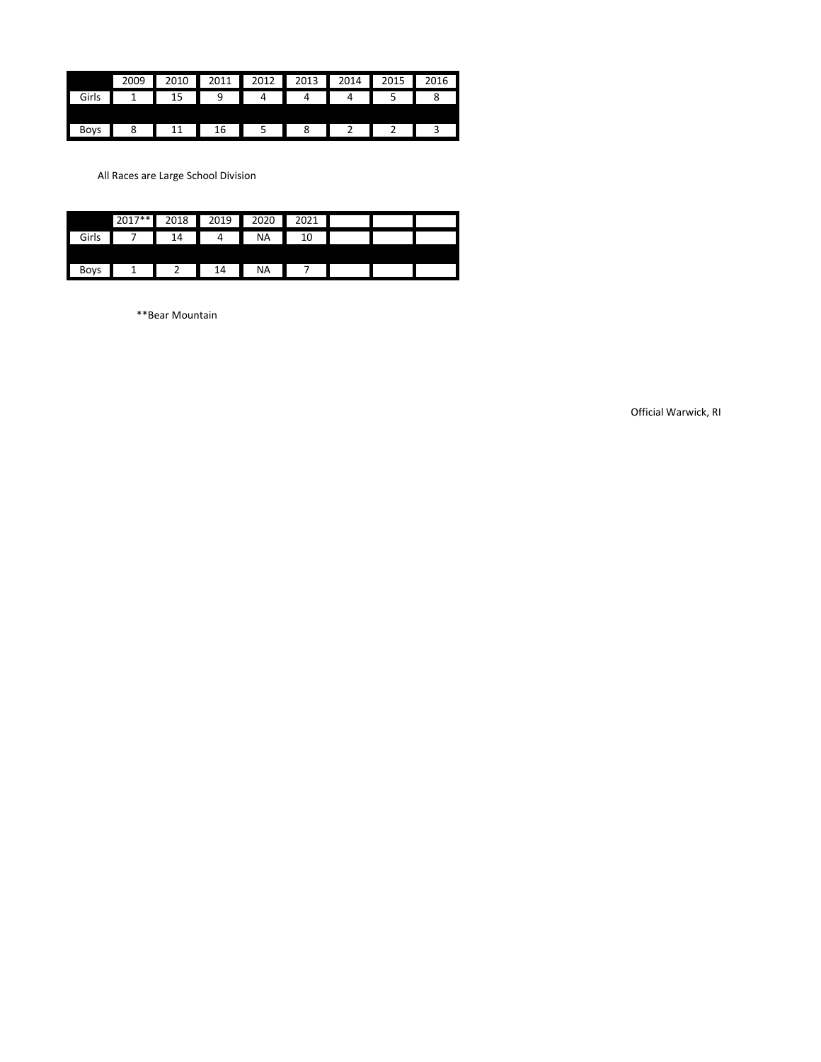| | 2009 | 2010 | 2011 | 2012 | 2013 | 2014 | 2015 | 2016 |
|---|---|---|---|---|---|---|---|---|
| Girls | 1 | 15 | 9 | 4 | 4 | 4 | 5 | 8 |
| | | | | | | | | |
| Boys | 8 | 11 | 16 | 5 | 8 | 2 | 2 | 3 |

All Races are Large School Division

| | 2017** | 2018 | 2019 | 2020 | 2021 | | | |
|---|---|---|---|---|---|---|---|---|
| Girls | 7 | 14 | 4 | NA | 10 | | | |
| | | | | | | | | |
| Boys | 1 | 2 | 14 | NA | 7 | | | |

**Bear Mountain

Official Warwick, RI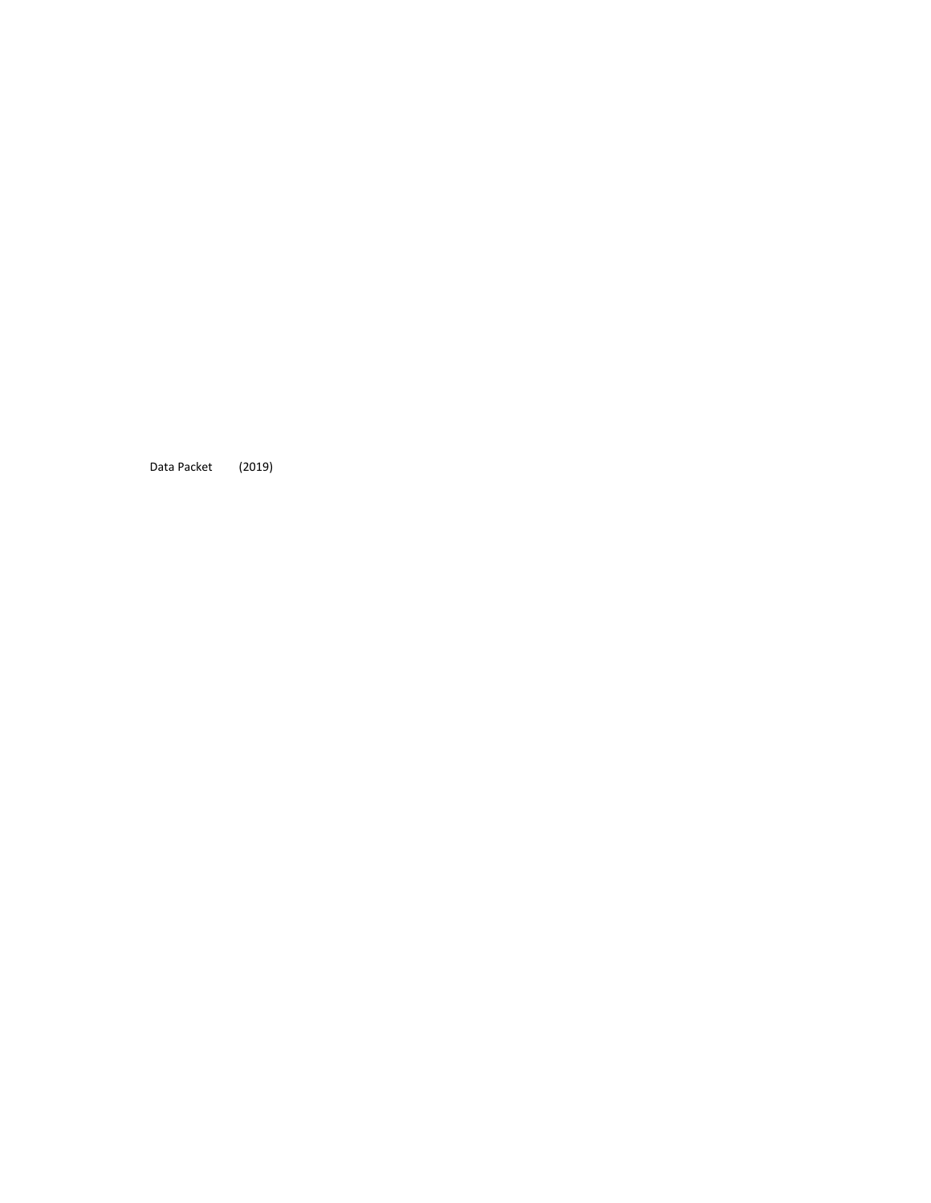Data Packet (2019)